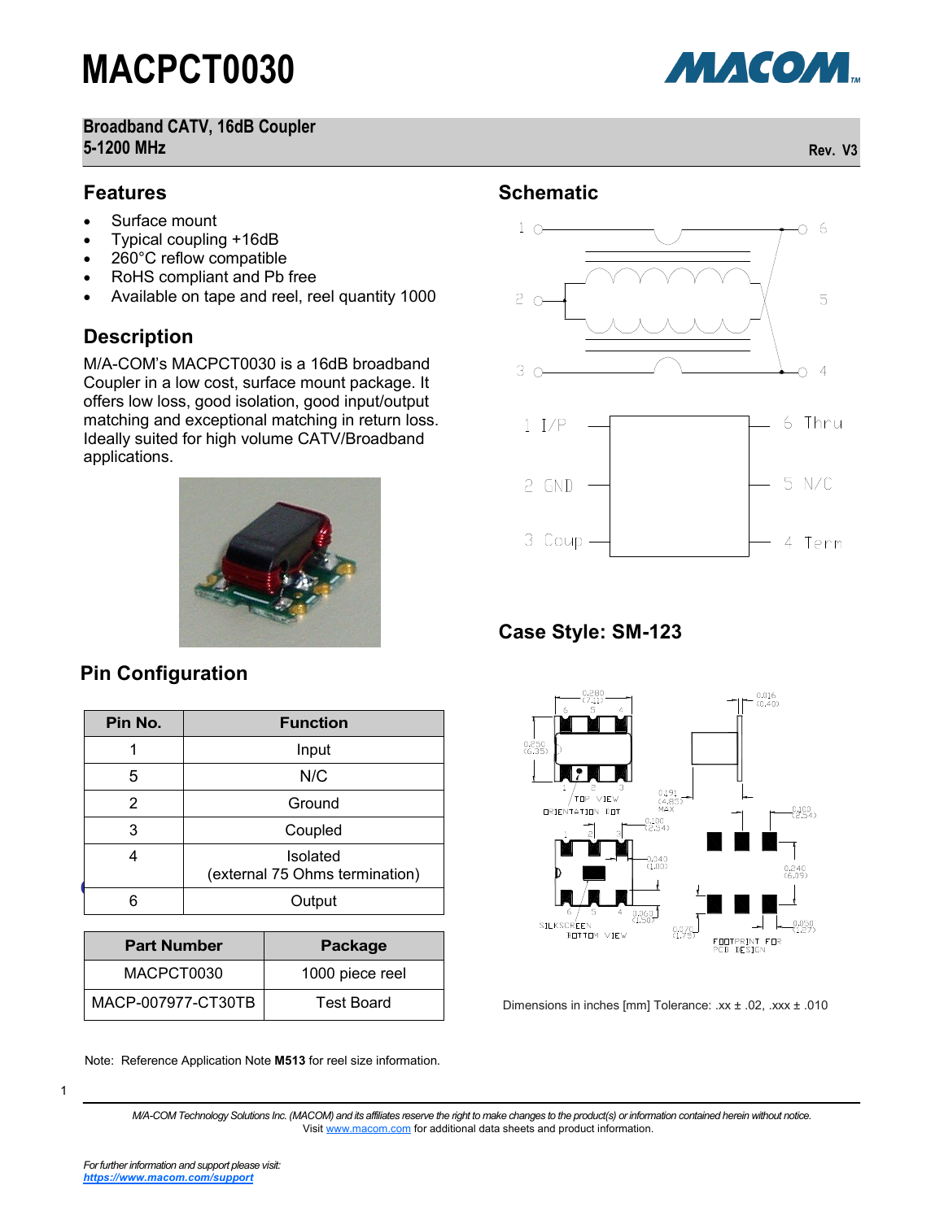# MACPCT0030

**Broadband CATV, 16dB Coupler**
**5-1200 MHz**

Rev. V3

## Features

- Surface mount
- Typical coupling +16dB
- 260°C reflow compatible
- RoHS compliant and Pb free
- Available on tape and reel, reel quantity 1000

## Description

M/A-COM's MACPCT0030 is a 16dB broadband Coupler in a low cost, surface mount package. It offers low loss, good isolation, good input/output matching and exceptional matching in return loss. Ideally suited for high volume CATV/Broadband applications.

## Schematic

| | | |
|---|---|---|
| 1 I/P | | 6 Thru |
| 2 GND | | 5 N/C |
| 3 Coup | | 4 Term |

## Case Style: SM-123

Dimensions in inches [mm] Tolerance: .xx ± .02, .xxx ± .010

## Pin Configuration

| Pin No. | Function |
|---|---|
| 1 | Input |
| 5 | N/C |
| 2 | Ground |
| 3 | Coupled |
| 4 | Isolated (external 75 Ohms termination) |
| 6 | Output |

| Part Number | Package |
|---|---|
| MACPCT0030 | 1000 piece reel |
| MACP-007977-CT30TB | Test Board |

Note: Reference Application Note **M513** for reel size information.

*M/A-COM Technology Solutions Inc. (MACOM) and its affiliates reserve the right to make changes to the product(s) or information contained herein without notice.*
Visit www.macom.com for additional data sheets and product information.

*For further information and support please visit:*
***https://www.macom.com/support***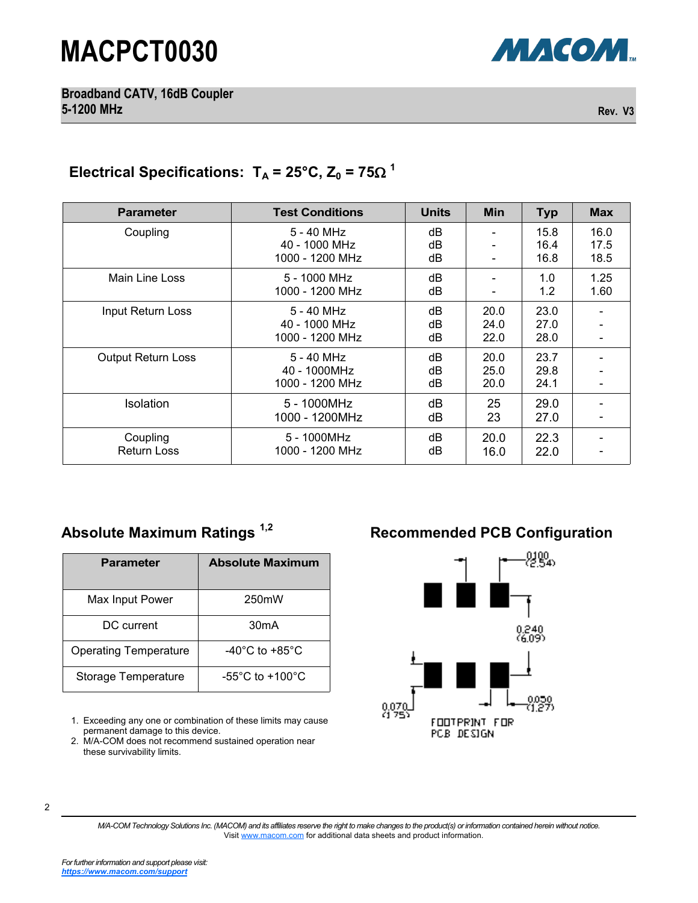## Electrical Specifications: $T_A$ = 25°C, $Z_0$ = 75Ω [1]

| Parameter | Test Conditions | Units | Min | Typ | Max |
|---|---|---|---|---|---|
| Coupling | 5 - 40 MHz<br>40 - 1000 MHz<br>1000 - 1200 MHz | dB<br>dB<br>dB | -<br>-<br>- | 15.8<br>16.4<br>16.8 | 16.0<br>17.5<br>18.5 |
| Main Line Loss | 5 - 1000 MHz<br>1000 - 1200 MHz | dB<br>dB | -<br>- | 1.0<br>1.2 | 1.25<br>1.60 |
| Input Return Loss | 5 - 40 MHz<br>40 - 1000 MHz<br>1000 - 1200 MHz | dB<br>dB<br>dB | 20.0<br>24.0<br>22.0 | 23.0<br>27.0<br>28.0 | -<br>-<br>- |
| Output Return Loss | 5 - 40 MHz<br>40 - 1000MHz<br>1000 - 1200 MHz | dB<br>dB<br>dB | 20.0<br>25.0<br>20.0 | 23.7<br>29.8<br>24.1 | -<br>-<br>- |
| Isolation | 5 - 1000MHz<br>1000 - 1200MHz | dB<br>dB | 25<br>23 | 29.0<br>27.0 | -<br>- |
| Coupling Return Loss | 5 - 1000MHz<br>1000 - 1200 MHz | dB<br>dB | 20.0<br>16.0 | 22.3<br>22.0 | -<br>- |

## Absolute Maximum Ratings [1,2]

| Parameter | Absolute Maximum |
|---|---|
| Max Input Power | 250mW |
| DC current | 30mA |
| Operating Temperature | -40°C to +85°C |
| Storage Temperature | -55°C to +100°C |

1. Exceeding any one or combination of these limits may cause permanent damage to this device.
2. M/A-COM does not recommend sustained operation near these survivability limits.

## Recommended PCB Configuration

0.100 (2.54)

0.240 (6.09)

0.070 (1.75)

0.050 (1.27)

FOOTPRINT FOR PCB DESIGN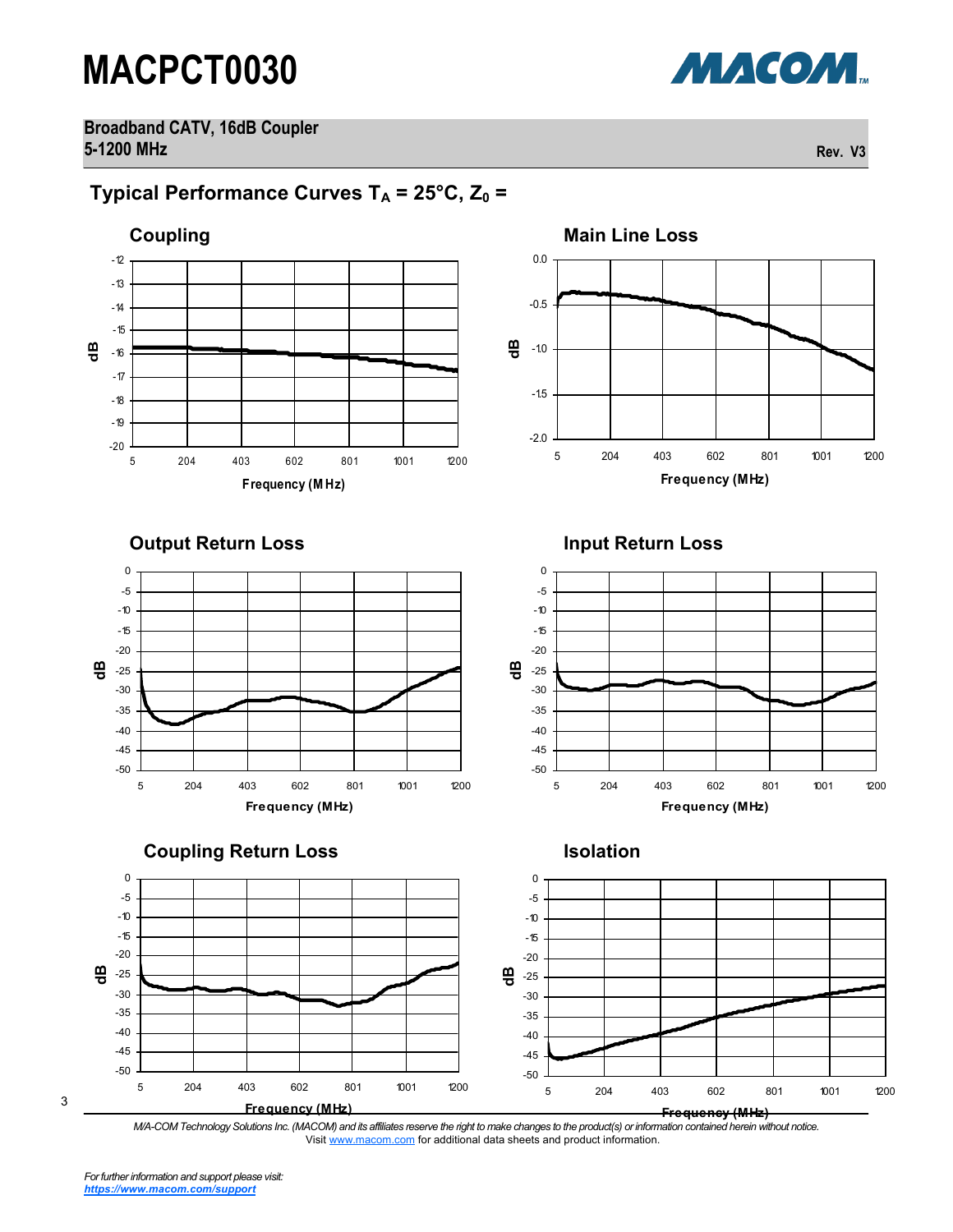# MACPCT0030

**Broadband CATV, 16dB Coupler**
**5-1200 MHz**

Rev. V3

## Typical Performance Curves $T_A$ = 25°C, $Z_0$ =

### Coupling

dB

-12, -13, -14, -15, -16, -17, -18, -19, -20

5, 204, 403, 602, 801, 1001, 1200

Frequency (MHz)

### Main Line Loss

dB

0.0, -0.5, -1.0, -1.5, -2.0

5, 204, 403, 602, 801, 1001, 1200

Frequency (MHz)

### Output Return Loss

dB

0, -5, -10, -15, -20, -25, -30, -35, -40, -45, -50

5, 204, 403, 602, 801, 1001, 1200

Frequency (MHz)

### Input Return Loss

dB

0, -5, -10, -15, -20, -25, -30, -35, -40, -45, -50

5, 204, 403, 602, 801, 1001, 1200

Frequency (MHz)

### Coupling Return Loss

dB

0, -5, -10, -15, -20, -25, -30, -35, -40, -45, -50

5, 204, 403, 602, 801, 1001, 1200

Frequency (MHz)

### Isolation

dB

0, -5, -10, -15, -20, -25, -30, -35, -40, -45, -50

5, 204, 403, 602, 801, 1001, 1200

Frequency (MHz)

*M/A-COM Technology Solutions Inc. (MACOM) and its affiliates reserve the right to make changes to the product(s) or information contained herein without notice.*
Visit www.macom.com for additional data sheets and product information.

*For further information and support please visit:*
***https://www.macom.com/support***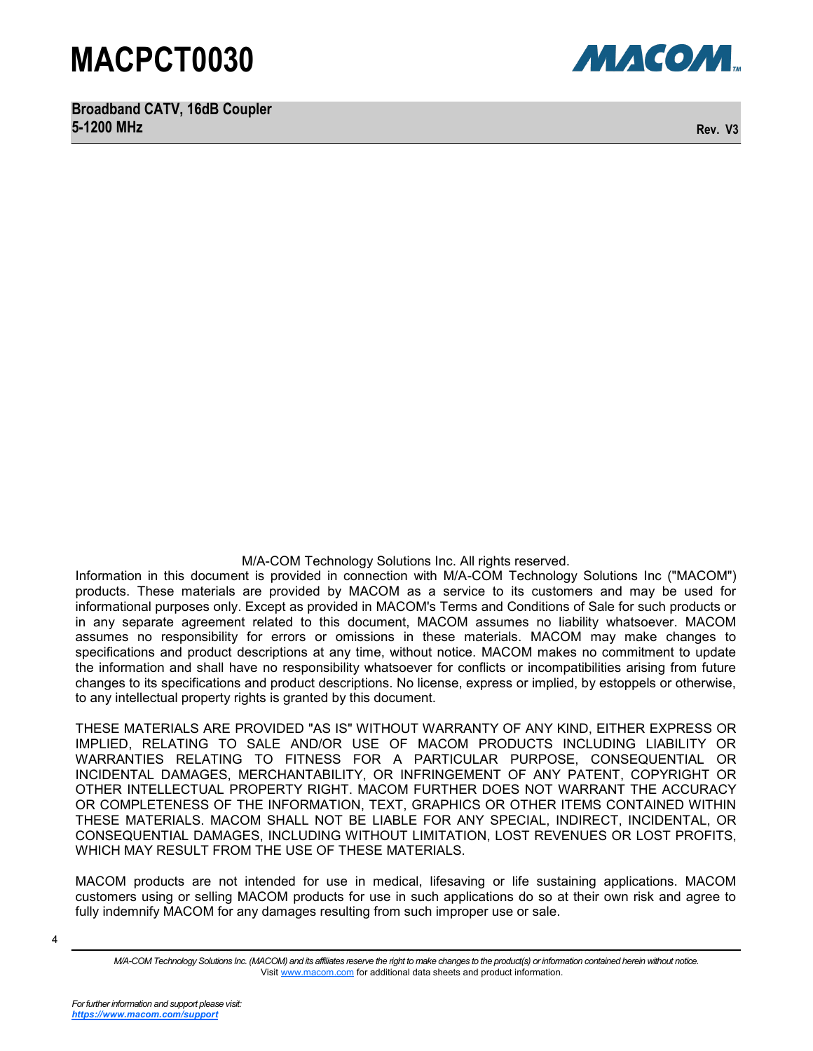M/A-COM Technology Solutions Inc. All rights reserved.

Information in this document is provided in connection with M/A-COM Technology Solutions Inc ("MACOM") products. These materials are provided by MACOM as a service to its customers and may be used for informational purposes only. Except as provided in MACOM's Terms and Conditions of Sale for such products or in any separate agreement related to this document, MACOM assumes no liability whatsoever. MACOM assumes no responsibility for errors or omissions in these materials. MACOM may make changes to specifications and product descriptions at any time, without notice. MACOM makes no commitment to update the information and shall have no responsibility whatsoever for conflicts or incompatibilities arising from future changes to its specifications and product descriptions. No license, express or implied, by estoppels or otherwise, to any intellectual property rights is granted by this document.

THESE MATERIALS ARE PROVIDED "AS IS" WITHOUT WARRANTY OF ANY KIND, EITHER EXPRESS OR IMPLIED, RELATING TO SALE AND/OR USE OF MACOM PRODUCTS INCLUDING LIABILITY OR WARRANTIES RELATING TO FITNESS FOR A PARTICULAR PURPOSE, CONSEQUENTIAL OR INCIDENTAL DAMAGES, MERCHANTABILITY, OR INFRINGEMENT OF ANY PATENT, COPYRIGHT OR OTHER INTELLECTUAL PROPERTY RIGHT. MACOM FURTHER DOES NOT WARRANT THE ACCURACY OR COMPLETENESS OF THE INFORMATION, TEXT, GRAPHICS OR OTHER ITEMS CONTAINED WITHIN THESE MATERIALS. MACOM SHALL NOT BE LIABLE FOR ANY SPECIAL, INDIRECT, INCIDENTAL, OR CONSEQUENTIAL DAMAGES, INCLUDING WITHOUT LIMITATION, LOST REVENUES OR LOST PROFITS, WHICH MAY RESULT FROM THE USE OF THESE MATERIALS.

MACOM products are not intended for use in medical, lifesaving or life sustaining applications. MACOM customers using or selling MACOM products for use in such applications do so at their own risk and agree to fully indemnify MACOM for any damages resulting from such improper use or sale.